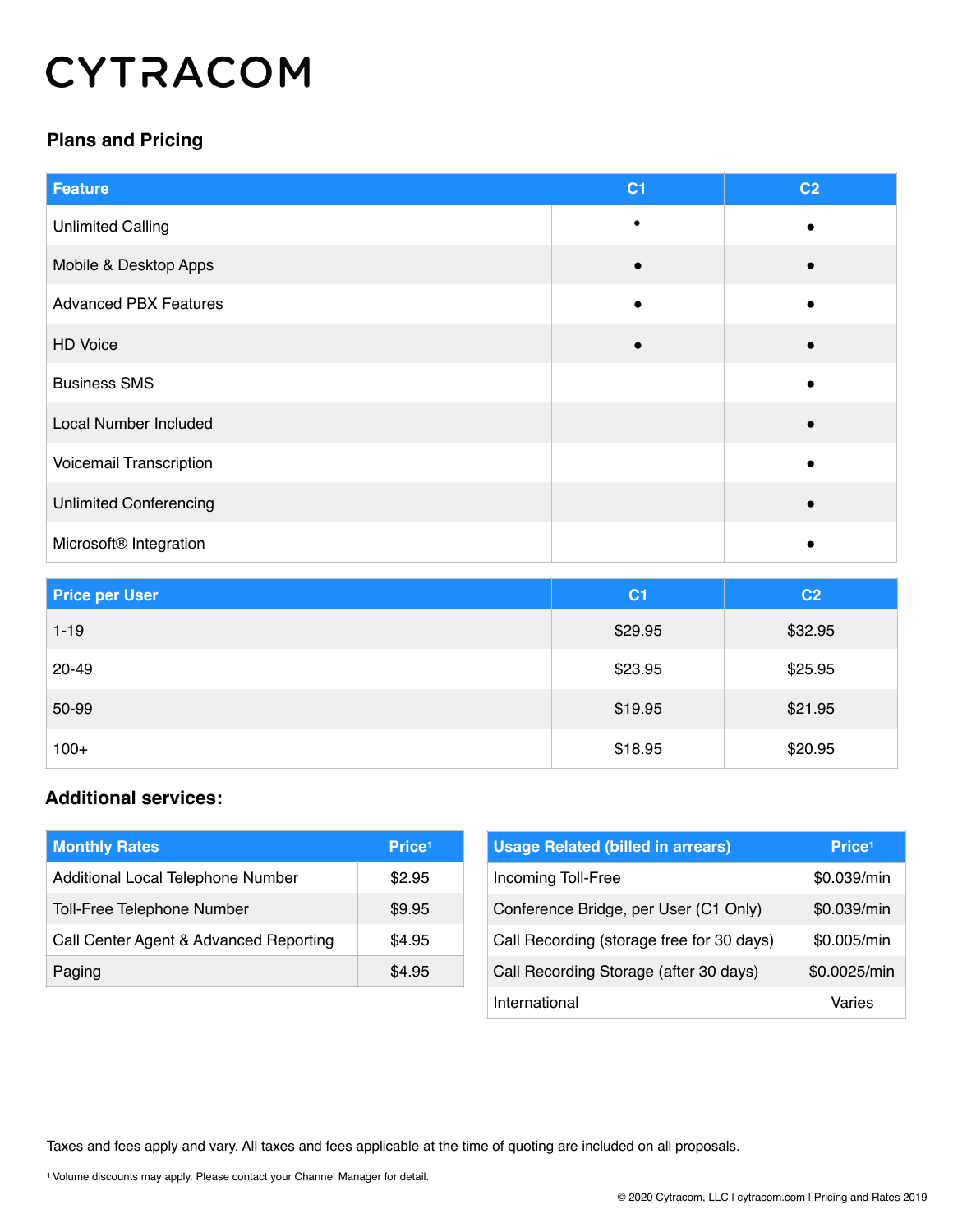# CYTRACOM

## Plans and Pricing

| Feature | C1 | C2 |
|---|---|---|
| Unlimited Calling | • | ● |
| Mobile & Desktop Apps | ● | ● |
| Advanced PBX Features | ● | ● |
| HD Voice | ● | ● |
| Business SMS | | ● |
| Local Number Included | | ● |
| Voicemail Transcription | | ● |
| Unlimited Conferencing | | ● |
| Microsoft® Integration | | ● |

| Price per User | C1 | C2 |
|---|---|---|
| 1-19 | $29.95 | $32.95 |
| 20-49 | $23.95 | $25.95 |
| 50-99 | $19.95 | $21.95 |
| 100+ | $18.95 | $20.95 |

## Additional services:

| Monthly Rates | Price[1] |
|---|---|
| Additional Local Telephone Number | $2.95 |
| Toll-Free Telephone Number | $9.95 |
| Call Center Agent & Advanced Reporting | $4.95 |
| Paging | $4.95 |

| Usage Related (billed in arrears) | Price[1] |
|---|---|
| Incoming Toll-Free | $0.039/min |
| Conference Bridge, per User (C1 Only) | $0.039/min |
| Call Recording (storage free for 30 days) | $0.005/min |
| Call Recording Storage (after 30 days) | $0.0025/min |
| International | Varies |

Taxes and fees apply and vary. All taxes and fees applicable at the time of quoting are included on all proposals.

[1] Volume discounts may apply. Please contact your Channel Manager for detail.

© 2020 Cytracom, LLC | cytracom.com | Pricing and Rates 2019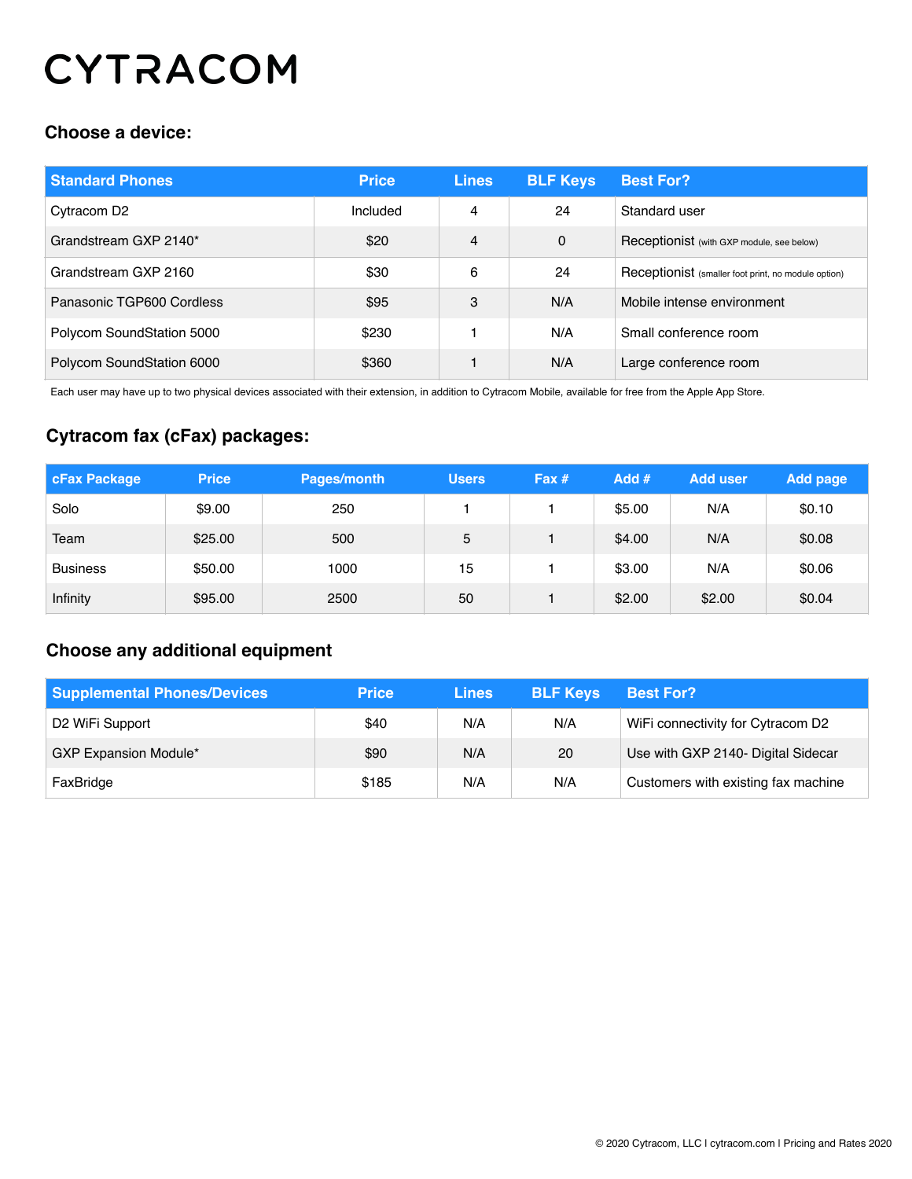# CYTRACOM

## Choose a device:

| Standard Phones | Price | Lines | BLF Keys | Best For? |
|---|---|---|---|---|
| Cytracom D2 | Included | 4 | 24 | Standard user |
| Grandstream GXP 2140* | $20 | 4 | 0 | Receptionist (with GXP module, see below) |
| Grandstream GXP 2160 | $30 | 6 | 24 | Receptionist (smaller foot print, no module option) |
| Panasonic TGP600 Cordless | $95 | 3 | N/A | Mobile intense environment |
| Polycom SoundStation 5000 | $230 | 1 | N/A | Small conference room |
| Polycom SoundStation 6000 | $360 | 1 | N/A | Large conference room |

Each user may have up to two physical devices associated with their extension, in addition to Cytracom Mobile, available for free from the Apple App Store.

## Cytracom fax (cFax) packages:

| cFax Package | Price | Pages/month | Users | Fax # | Add # | Add user | Add page |
|---|---|---|---|---|---|---|---|
| Solo | $9.00 | 250 | 1 | 1 | $5.00 | N/A | $0.10 |
| Team | $25.00 | 500 | 5 | 1 | $4.00 | N/A | $0.08 |
| Business | $50.00 | 1000 | 15 | 1 | $3.00 | N/A | $0.06 |
| Infinity | $95.00 | 2500 | 50 | 1 | $2.00 | $2.00 | $0.04 |

## Choose any additional equipment

| Supplemental Phones/Devices | Price | Lines | BLF Keys | Best For? |
|---|---|---|---|---|
| D2 WiFi Support | $40 | N/A | N/A | WiFi connectivity for Cytracom D2 |
| GXP Expansion Module* | $90 | N/A | 20 | Use with GXP 2140- Digital Sidecar |
| FaxBridge | $185 | N/A | N/A | Customers with existing fax machine |

© 2020 Cytracom, LLC I cytracom.com I Pricing and Rates 2020